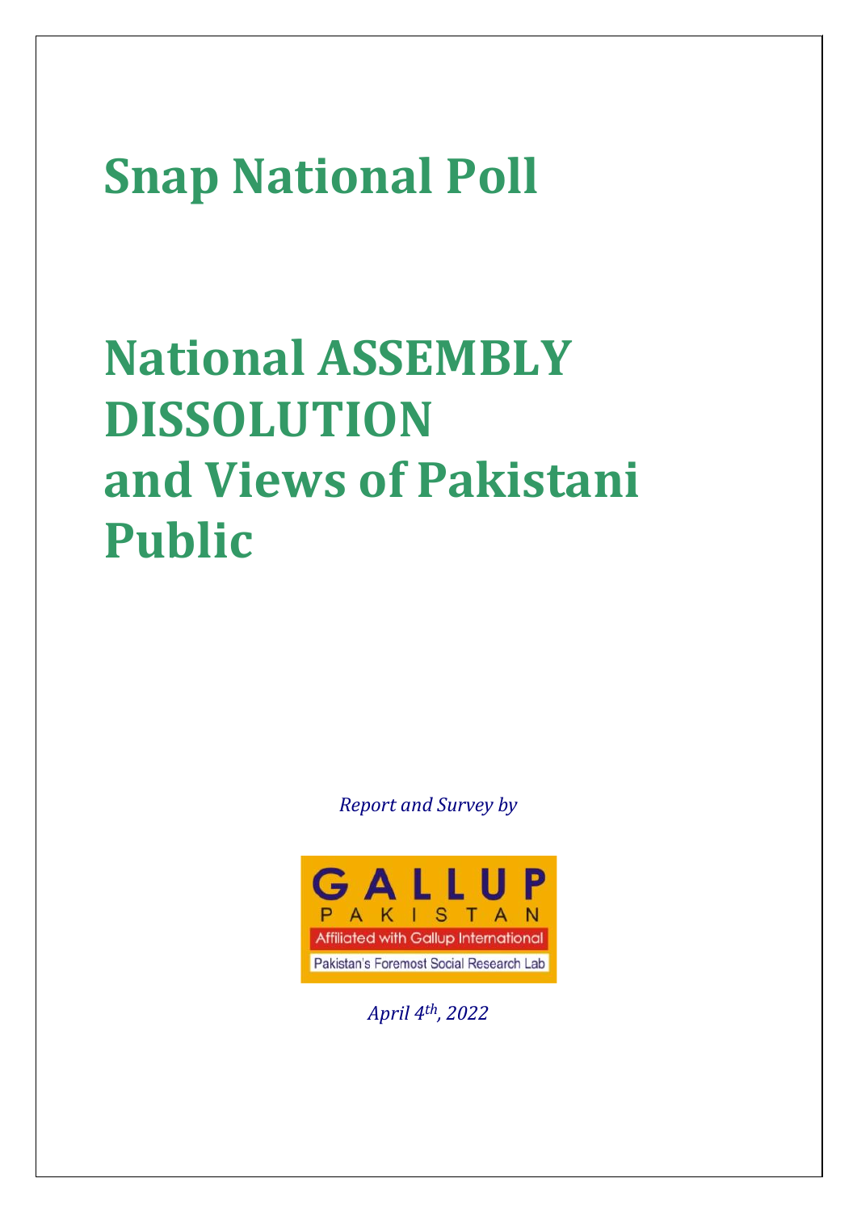# Snap National Poll

# National ASSEMBLY DISSOLUTION and Views of Pakistani Public

*Report and Survey by*

GALLUP PAKISTAN

Affiliated with Gallup International

Pakistan's Foremost Social Research Lab

*April 4th, 2022*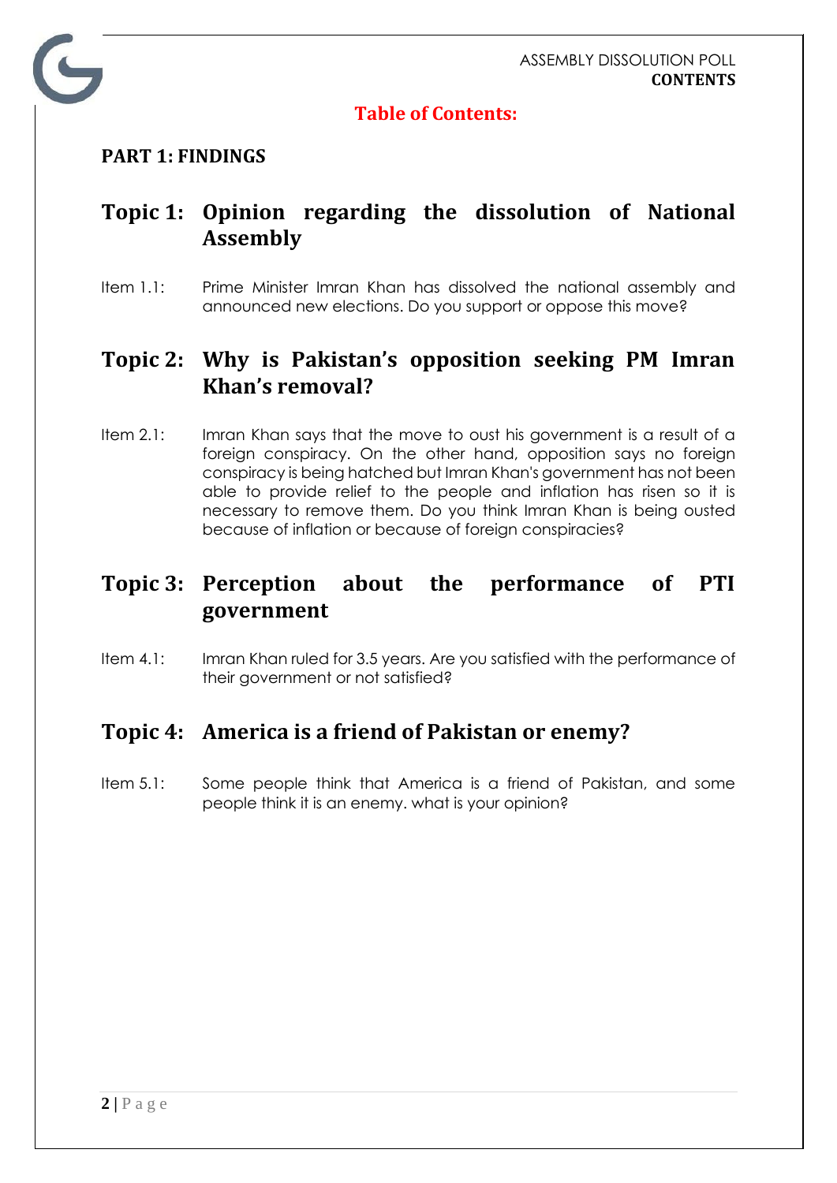# Table of Contents:

## PART 1: FINDINGS

### Topic 1: Opinion regarding the dissolution of National Assembly

Item 1.1: Prime Minister Imran Khan has dissolved the national assembly and announced new elections. Do you support or oppose this move?

### Topic 2: Why is Pakistan's opposition seeking PM Imran Khan's removal?

Item 2.1: Imran Khan says that the move to oust his government is a result of a foreign conspiracy. On the other hand, opposition says no foreign conspiracy is being hatched but Imran Khan's government has not been able to provide relief to the people and inflation has risen so it is necessary to remove them. Do you think Imran Khan is being ousted because of inflation or because of foreign conspiracies?

### Topic 3: Perception about the performance of PTI government

Item 4.1: Imran Khan ruled for 3.5 years. Are you satisfied with the performance of their government or not satisfied?

### Topic 4: America is a friend of Pakistan or enemy?

Item 5.1: Some people think that America is a friend of Pakistan, and some people think it is an enemy. what is your opinion?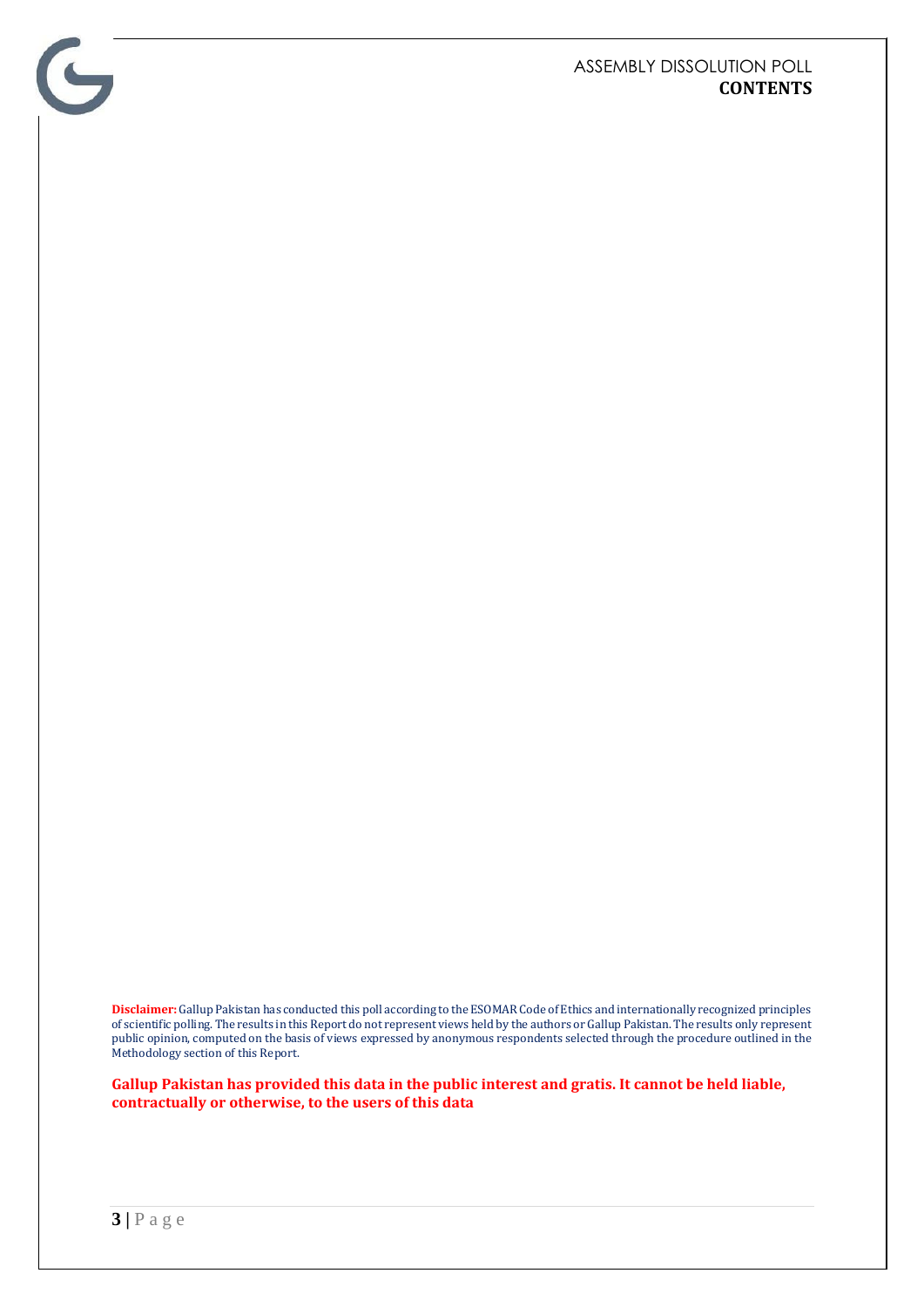**Disclaimer:** Gallup Pakistan has conducted this poll according to the ESOMAR Code of Ethics and internationally recognized principles of scientific polling. The results in this Report do not represent views held by the authors or Gallup Pakistan. The results only represent public opinion, computed on the basis of views expressed by anonymous respondents selected through the procedure outlined in the Methodology section of this Report.

**Gallup Pakistan has provided this data in the public interest and gratis. It cannot be held liable, contractually or otherwise, to the users of this data**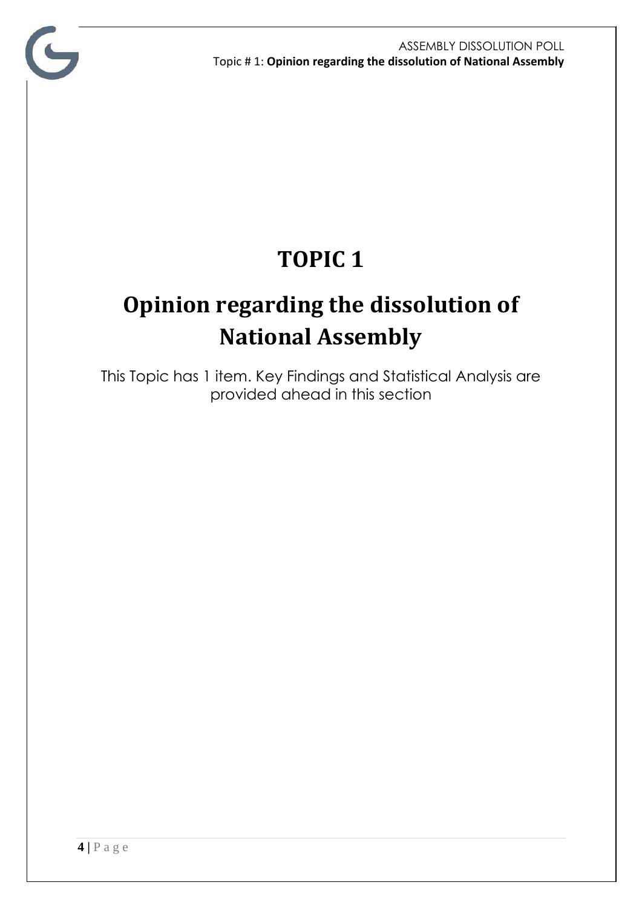# TOPIC 1

# Opinion regarding the dissolution of National Assembly

This Topic has 1 item. Key Findings and Statistical Analysis are provided ahead in this section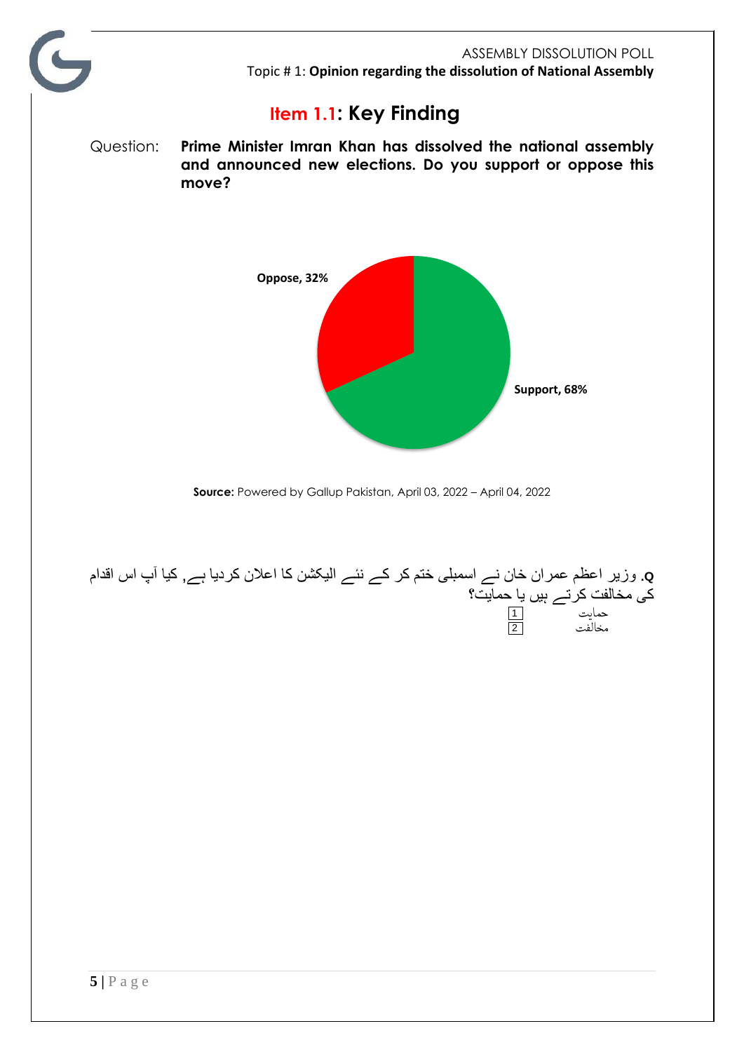ASSEMBLY DISSOLUTION POLL

Topic # 1: **Opinion regarding the dissolution of National Assembly**

## Item 1.1: Key Finding

Question: **Prime Minister Imran Khan has dissolved the national assembly and announced new elections. Do you support or oppose this move?**

Oppose, 32%

Support, 68%

**Source:** Powered by Gallup Pakistan, April 03, 2022 – April 04, 2022

**Q.** وزیر اعظم عمران خان نے اسمبلی ختم کر کے نئے الیکشن کا اعلان کردیا ہے, کیا آپ اس اقدام کی مخالفت کرتے ہیں یا حمایت؟

حمایت 1

مخالفت 2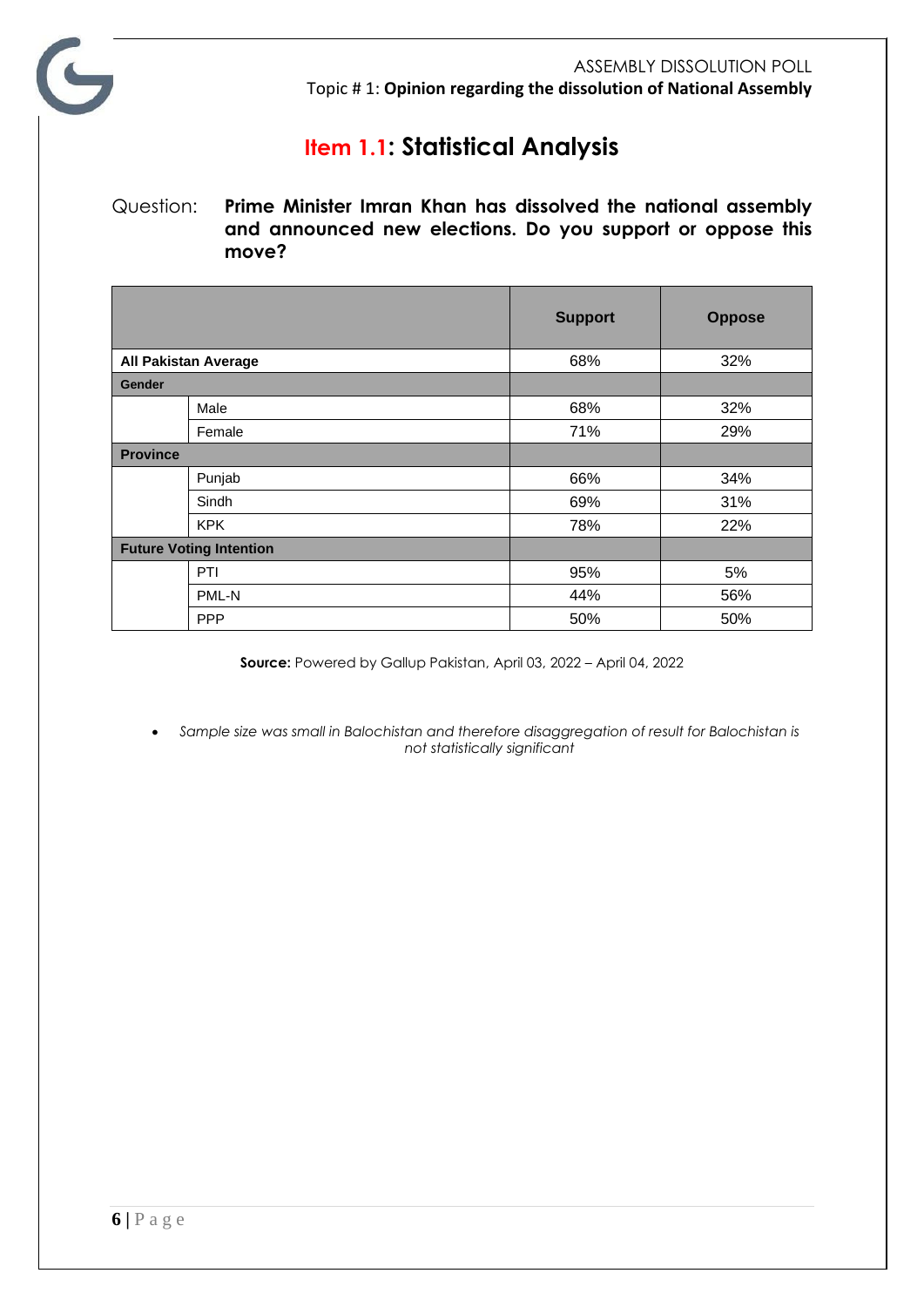## Item 1.1: Statistical Analysis

Question: **Prime Minister Imran Khan has dissolved the national assembly and announced new elections. Do you support or oppose this move?**

| | | Support | Oppose |
|---|---|---|---|
| **All Pakistan Average** | | 68% | 32% |
| **Gender** | | | |
| | Male | 68% | 32% |
| | Female | 71% | 29% |
| **Province** | | | |
| | Punjab | 66% | 34% |
| | Sindh | 69% | 31% |
| | KPK | 78% | 22% |
| **Future Voting Intention** | | | |
| | PTI | 95% | 5% |
| | PML-N | 44% | 56% |
| | PPP | 50% | 50% |

**Source:** Powered by Gallup Pakistan, April 03, 2022 – April 04, 2022

- *Sample size was small in Balochistan and therefore disaggregation of result for Balochistan is not statistically significant*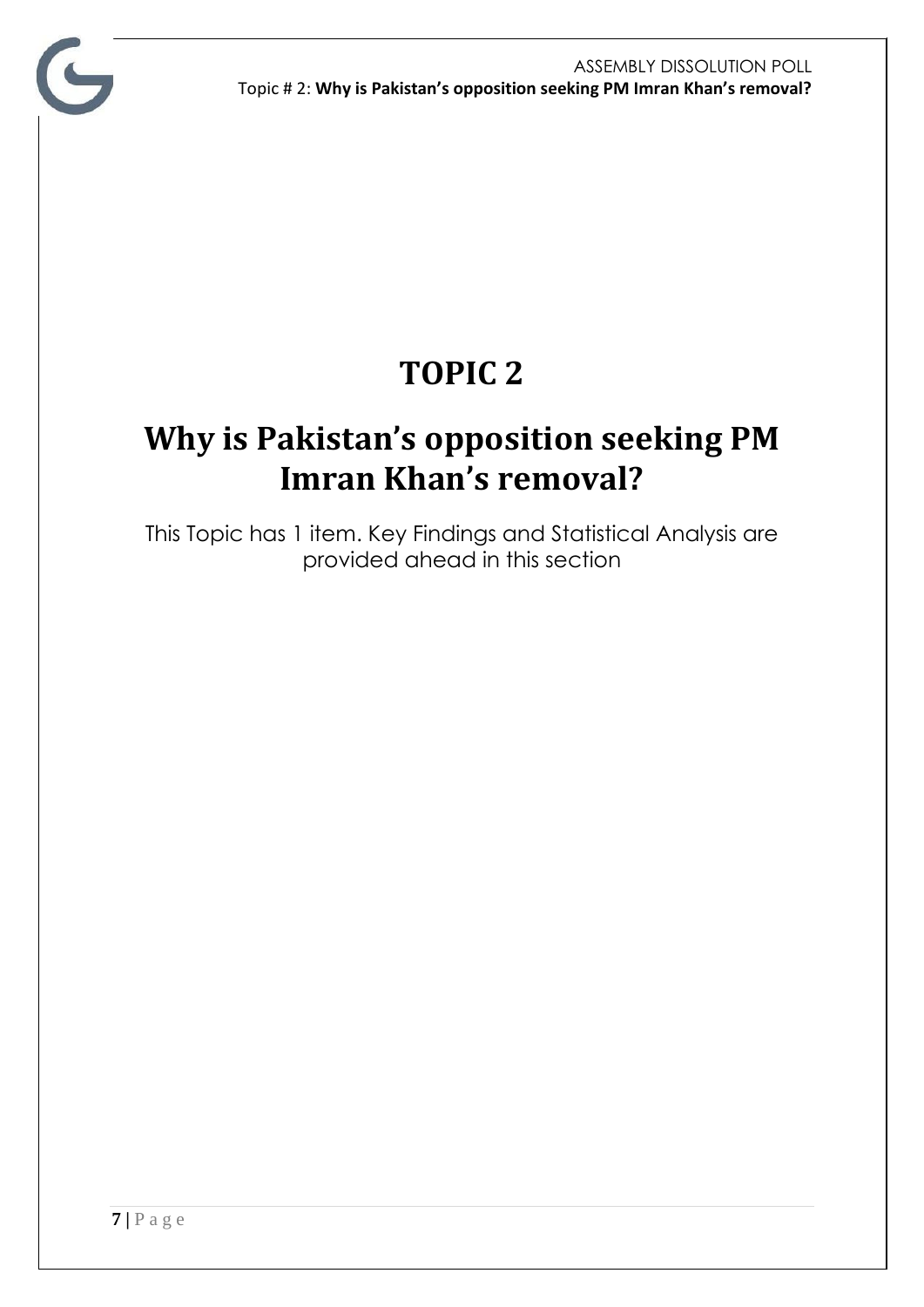# TOPIC 2

# Why is Pakistan's opposition seeking PM Imran Khan's removal?

This Topic has 1 item. Key Findings and Statistical Analysis are provided ahead in this section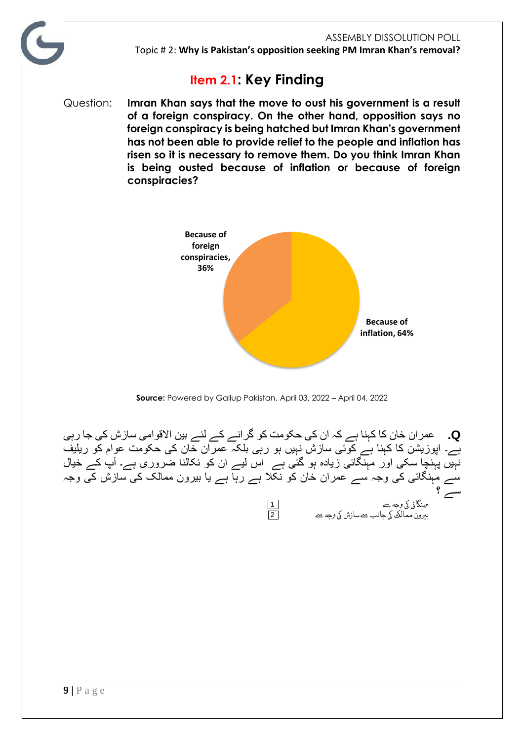## Item 2.1: Key Finding

Question: **Imran Khan says that the move to oust his government is a result of a foreign conspiracy. On the other hand, opposition says no foreign conspiracy is being hatched but Imran Khan's government has not been able to provide relief to the people and inflation has risen so it is necessary to remove them. Do you think Imran Khan is being ousted because of inflation or because of foreign conspiracies?**

| Response | Percentage |
|---|---|
| Because of inflation | 64% |
| Because of foreign conspiracies | 36% |

**Source:** Powered by Gallup Pakistan, April 03, 2022 – April 04, 2022

**Q.** عمران خان کا کہنا ہے کہ ان کی حکومت کو گرانے کے لئے بین الاقوامی سازش کی جا رہی ہے۔ اپوزیشن کا کہنا ہے کوئی سازش نہیں ہو رہی بلکہ عمران خان کی حکومت عوام کو ریلیف نہیں پہنچا سکی اور مہنگائی زیادہ ہو گئی ہے اس لیے ان کو نکالنا ضروری ہے۔ آپ کے خیال سے مہنگائی کی وجہ سے عمران خان کو نکلا جا رہا ہے یا بیرون ممالک کی سازش کی وجہ سے ؟

مہنگائی کی وجہ سے 1

بیرون ممالک کی جانب سے سازش کی وجہ سے 2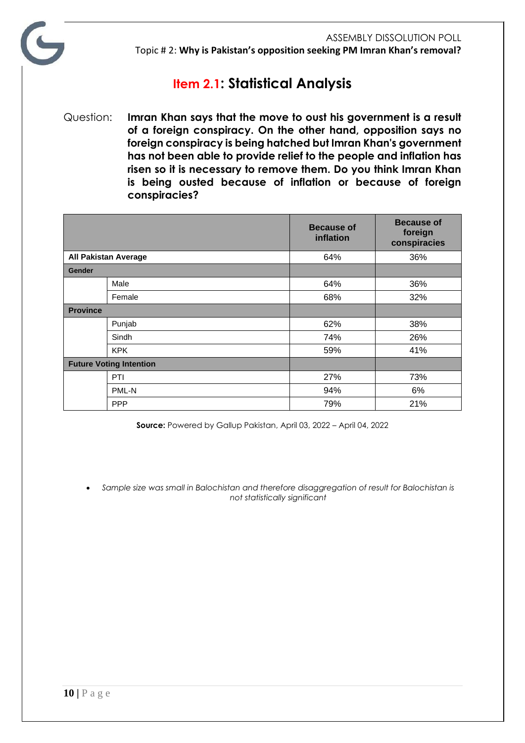ASSEMBLY DISSOLUTION POLL

Topic # 2: **Why is Pakistan's opposition seeking PM Imran Khan's removal?**

## Item 2.1: Statistical Analysis

Question: **Imran Khan says that the move to oust his government is a result of a foreign conspiracy. On the other hand, opposition says no foreign conspiracy is being hatched but Imran Khan's government has not been able to provide relief to the people and inflation has risen so it is necessary to remove them. Do you think Imran Khan is being ousted because of inflation or because of foreign conspiracies?**

| | | Because of inflation | Because of foreign conspiracies |
|---|---|---|---|
| **All Pakistan Average** | | 64% | 36% |
| **Gender** | | | |
| | Male | 64% | 36% |
| | Female | 68% | 32% |
| **Province** | | | |
| | Punjab | 62% | 38% |
| | Sindh | 74% | 26% |
| | KPK | 59% | 41% |
| **Future Voting Intention** | | | |
| | PTI | 27% | 73% |
| | PML-N | 94% | 6% |
| | PPP | 79% | 21% |

**Source:** Powered by Gallup Pakistan, April 03, 2022 – April 04, 2022

- *Sample size was small in Balochistan and therefore disaggregation of result for Balochistan is not statistically significant*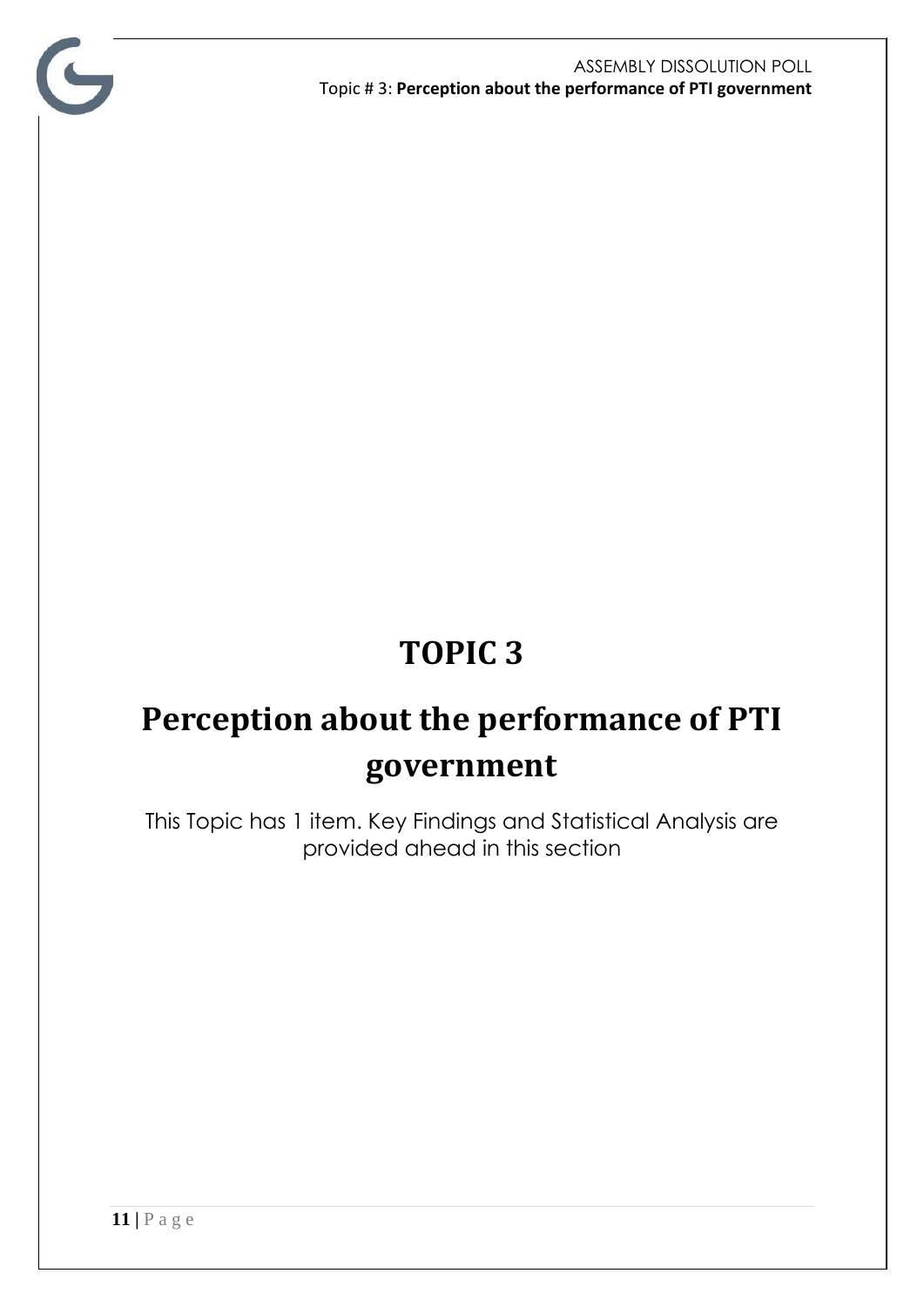# TOPIC 3

# Perception about the performance of PTI government

This Topic has 1 item. Key Findings and Statistical Analysis are provided ahead in this section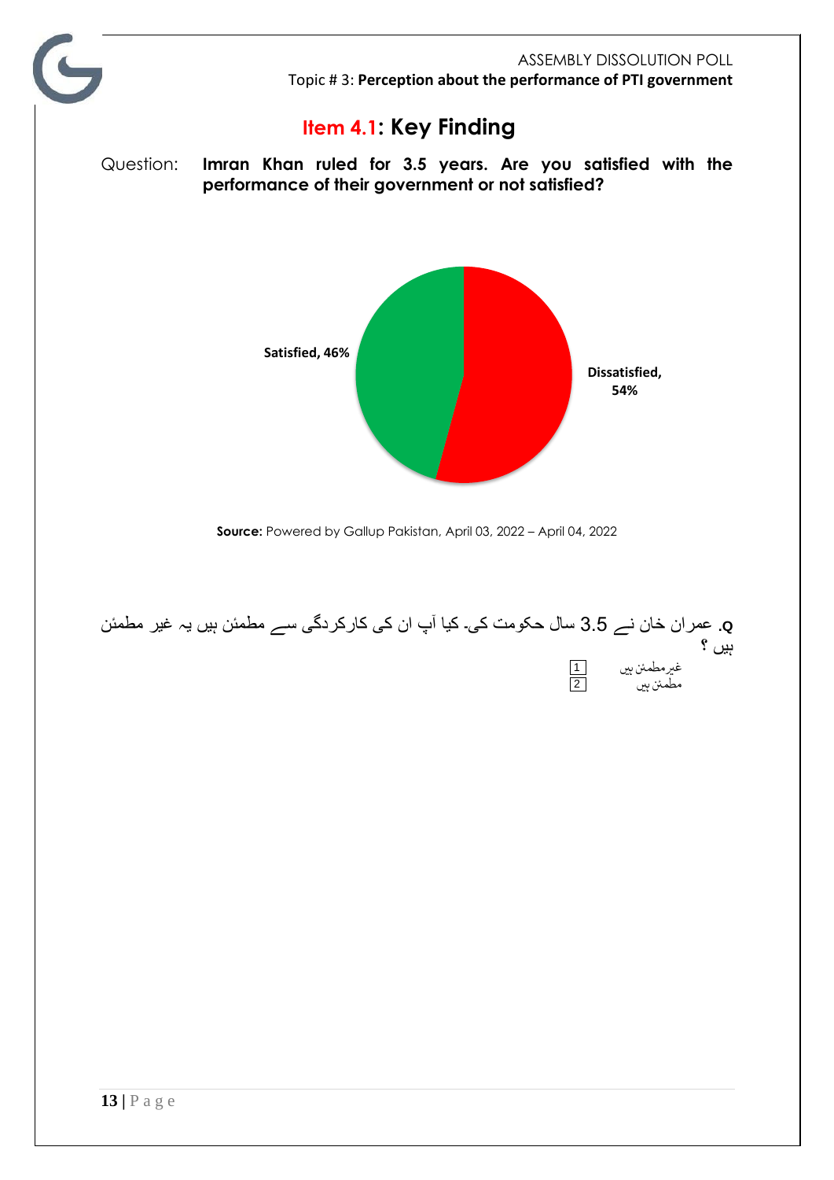## Item 4.1: Key Finding

Question: **Imran Khan ruled for 3.5 years. Are you satisfied with the performance of their government or not satisfied?**

Satisfied, 46%

Dissatisfied, 54%

**Source:** Powered by Gallup Pakistan, April 03, 2022 – April 04, 2022

**Q.** عمران خان نے 3.5 سال حکومت کی۔ کیا آپ ان کی کارکردگی سے مطمئن ہیں یہ غیر مطمئن ہیں ؟

| | |
|---|---|
| غیرمطمئن ہیں | 1 |
| مطمئن ہیں | 2 |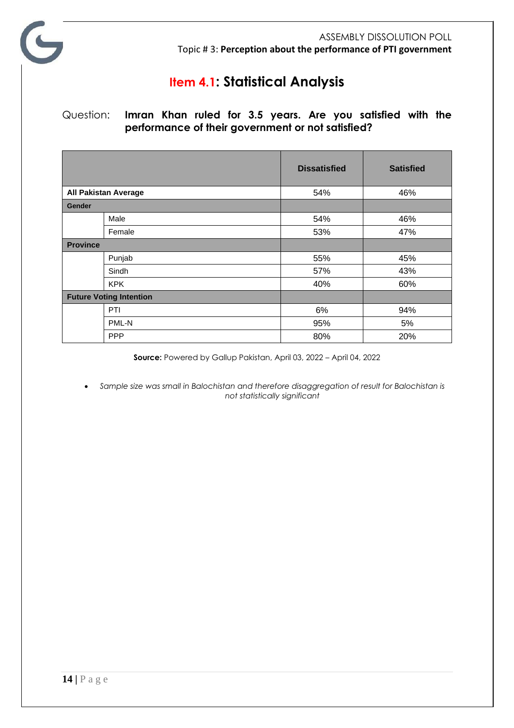## Item 4.1: Statistical Analysis

Question: **Imran Khan ruled for 3.5 years. Are you satisfied with the performance of their government or not satisfied?**

| | | Dissatisfied | Satisfied |
|---|---|---|---|
| **All Pakistan Average** | | 54% | 46% |
| **Gender** | | | |
| | Male | 54% | 46% |
| | Female | 53% | 47% |
| **Province** | | | |
| | Punjab | 55% | 45% |
| | Sindh | 57% | 43% |
| | KPK | 40% | 60% |
| **Future Voting Intention** | | | |
| | PTI | 6% | 94% |
| | PML-N | 95% | 5% |
| | PPP | 80% | 20% |

**Source:** Powered by Gallup Pakistan, April 03, 2022 – April 04, 2022

- *Sample size was small in Balochistan and therefore disaggregation of result for Balochistan is not statistically significant*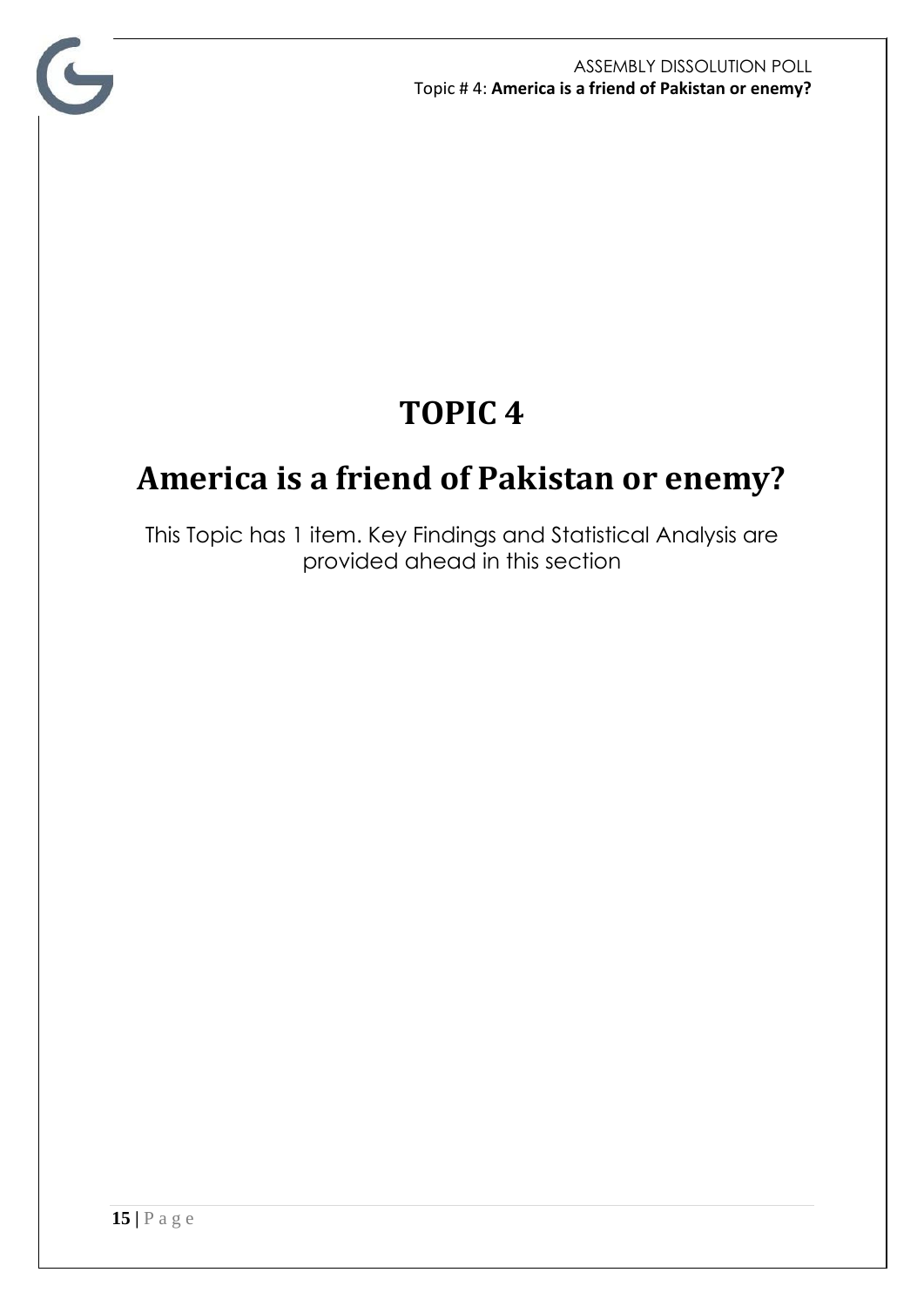# TOPIC 4

# America is a friend of Pakistan or enemy?

This Topic has 1 item. Key Findings and Statistical Analysis are provided ahead in this section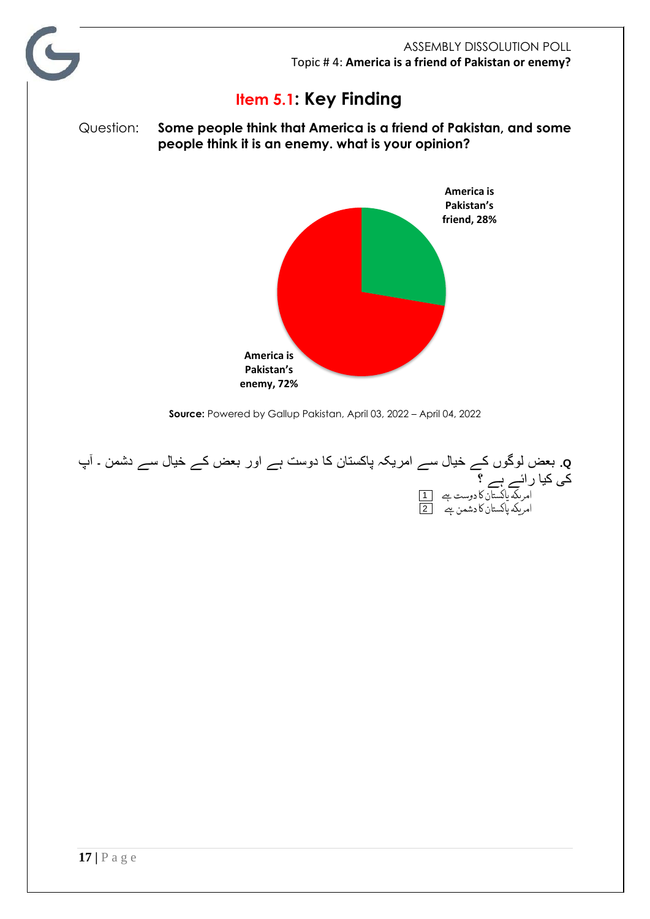## Item 5.1: Key Finding

Question: **Some people think that America is a friend of Pakistan, and some people think it is an enemy. what is your opinion?**

America is Pakistan's friend, 28%

America is Pakistan's enemy, 72%

**Source:** Powered by Gallup Pakistan, April 03, 2022 – April 04, 2022

**Q.** بعض لوگوں کے خیال سے امریکہ پاکستان کا دوست ہے اور بعض کے خیال سے دشمن ۔ آپ کی کیا رائے ہے ؟

امریکہ پاکستان کا دوست ہے 1

امریکہ پاکستان کا دشمن ہے 2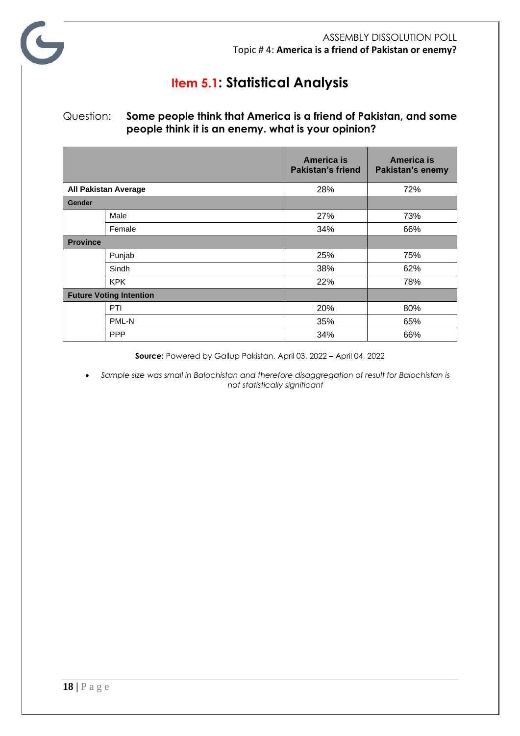ASSEMBLY DISSOLUTION POLL
Topic # 4: **America is a friend of Pakistan or enemy?**

# Item 5.1: Statistical Analysis

Question: **Some people think that America is a friend of Pakistan, and some people think it is an enemy. what is your opinion?**

| | | America is Pakistan's friend | America is Pakistan's enemy |
|---|---|---|---|
| **All Pakistan Average** | | 28% | 72% |
| **Gender** | | | |
| | Male | 27% | 73% |
| | Female | 34% | 66% |
| **Province** | | | |
| | Punjab | 25% | 75% |
| | Sindh | 38% | 62% |
| | KPK | 22% | 78% |
| **Future Voting Intention** | | | |
| | PTI | 20% | 80% |
| | PML-N | 35% | 65% |
| | PPP | 34% | 66% |

**Source:** Powered by Gallup Pakistan, April 03, 2022 – April 04, 2022

- *Sample size was small in Balochistan and therefore disaggregation of result for Balochistan is not statistically significant*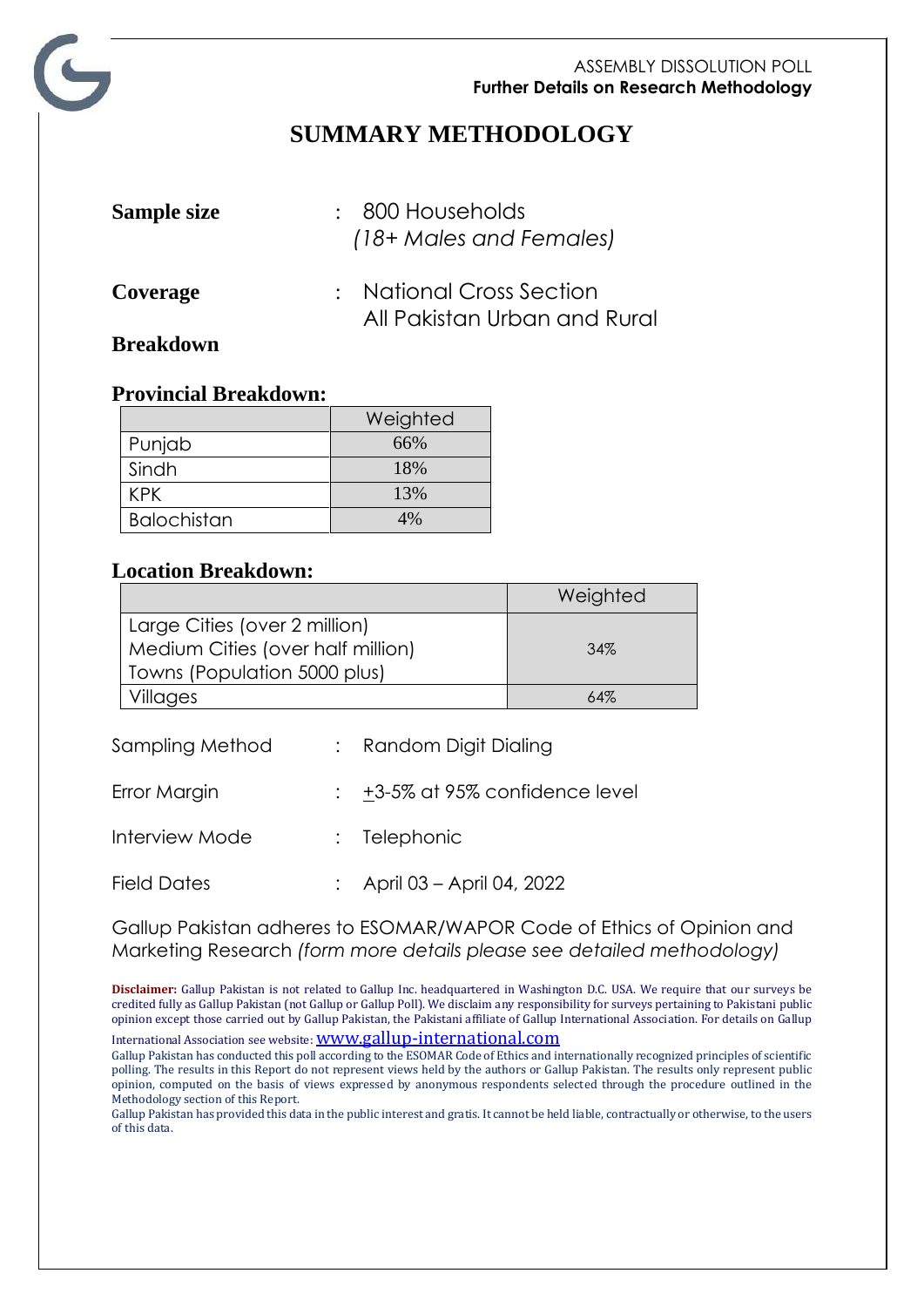# SUMMARY METHODOLOGY

**Sample size** : 800 Households
*(18+ Males and Females)*

**Coverage** : National Cross Section
All Pakistan Urban and Rural

**Breakdown**

**Provincial Breakdown:**

| | Weighted |
|---|---|
| Punjab | 66% |
| Sindh | 18% |
| KPK | 13% |
| Balochistan | 4% |

**Location Breakdown:**

| | Weighted |
|---|---|
| Large Cities (over 2 million)<br>Medium Cities (over half million)<br>Towns (Population 5000 plus) | 34% |
| Villages | 64% |

Sampling Method : Random Digit Dialing

Error Margin : ±3-5% at 95% confidence level

Interview Mode : Telephonic

Field Dates : April 03 – April 04, 2022

Gallup Pakistan adheres to ESOMAR/WAPOR Code of Ethics of Opinion and Marketing Research *(form more details please see detailed methodology)*

**Disclaimer:** Gallup Pakistan is not related to Gallup Inc. headquartered in Washington D.C. USA. We require that our surveys be credited fully as Gallup Pakistan (not Gallup or Gallup Poll). We disclaim any responsibility for surveys pertaining to Pakistani public opinion except those carried out by Gallup Pakistan, the Pakistani affiliate of Gallup International Association. For details on Gallup International Association see website: www.gallup-international.com

Gallup Pakistan has conducted this poll according to the ESOMAR Code of Ethics and internationally recognized principles of scientific polling. The results in this Report do not represent views held by the authors or Gallup Pakistan. The results only represent public opinion, computed on the basis of views expressed by anonymous respondents selected through the procedure outlined in the Methodology section of this Report.

Gallup Pakistan has provided this data in the public interest and gratis. It cannot be held liable, contractually or otherwise, to the users of this data.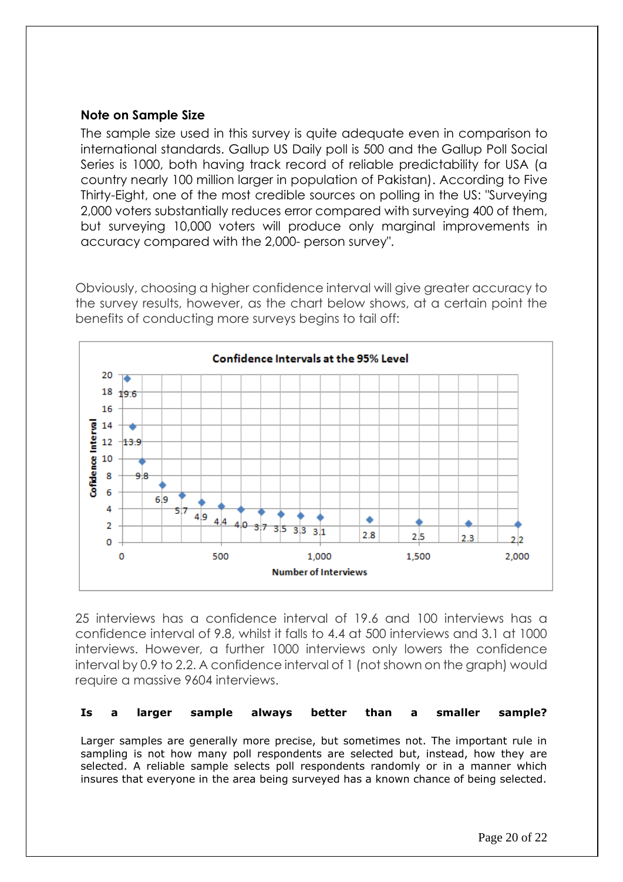### Note on Sample Size

The sample size used in this survey is quite adequate even in comparison to international standards. Gallup US Daily poll is 500 and the Gallup Poll Social Series is 1000, both having track record of reliable predictability for USA (a country nearly 100 million larger in population of Pakistan). According to Five Thirty-Eight, one of the most credible sources on polling in the US: "Surveying 2,000 voters substantially reduces error compared with surveying 400 of them, but surveying 10,000 voters will produce only marginal improvements in accuracy compared with the 2,000- person survey".

Obviously, choosing a higher confidence interval will give greater accuracy to the survey results, however, as the chart below shows, at a certain point the benefits of conducting more surveys begins to tail off:

**Confidence Intervals at the 95% Level**

25 interviews has a confidence interval of 19.6 and 100 interviews has a confidence interval of 9.8, whilst it falls to 4.4 at 500 interviews and 3.1 at 1000 interviews. However, a further 1000 interviews only lowers the confidence interval by 0.9 to 2.2. A confidence interval of 1 (not shown on the graph) would require a massive 9604 interviews.

**Is a larger sample always better than a smaller sample?**

Larger samples are generally more precise, but sometimes not. The important rule in sampling is not how many poll respondents are selected but, instead, how they are selected. A reliable sample selects poll respondents randomly or in a manner which insures that everyone in the area being surveyed has a known chance of being selected.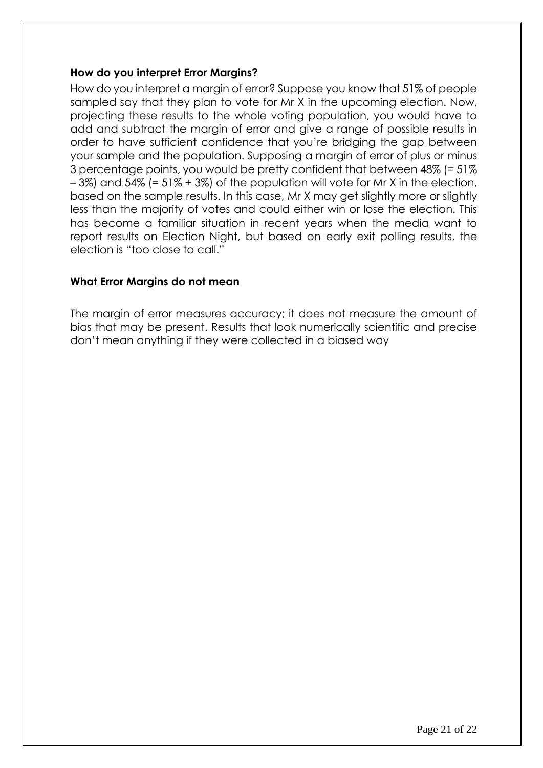### How do you interpret Error Margins?

How do you interpret a margin of error? Suppose you know that 51% of people sampled say that they plan to vote for Mr X in the upcoming election. Now, projecting these results to the whole voting population, you would have to add and subtract the margin of error and give a range of possible results in order to have sufficient confidence that you're bridging the gap between your sample and the population. Supposing a margin of error of plus or minus 3 percentage points, you would be pretty confident that between 48% (= 51% – 3%) and 54% (= 51% + 3%) of the population will vote for Mr X in the election, based on the sample results. In this case, Mr X may get slightly more or slightly less than the majority of votes and could either win or lose the election. This has become a familiar situation in recent years when the media want to report results on Election Night, but based on early exit polling results, the election is "too close to call."

### What Error Margins do not mean

The margin of error measures accuracy; it does not measure the amount of bias that may be present. Results that look numerically scientific and precise don't mean anything if they were collected in a biased way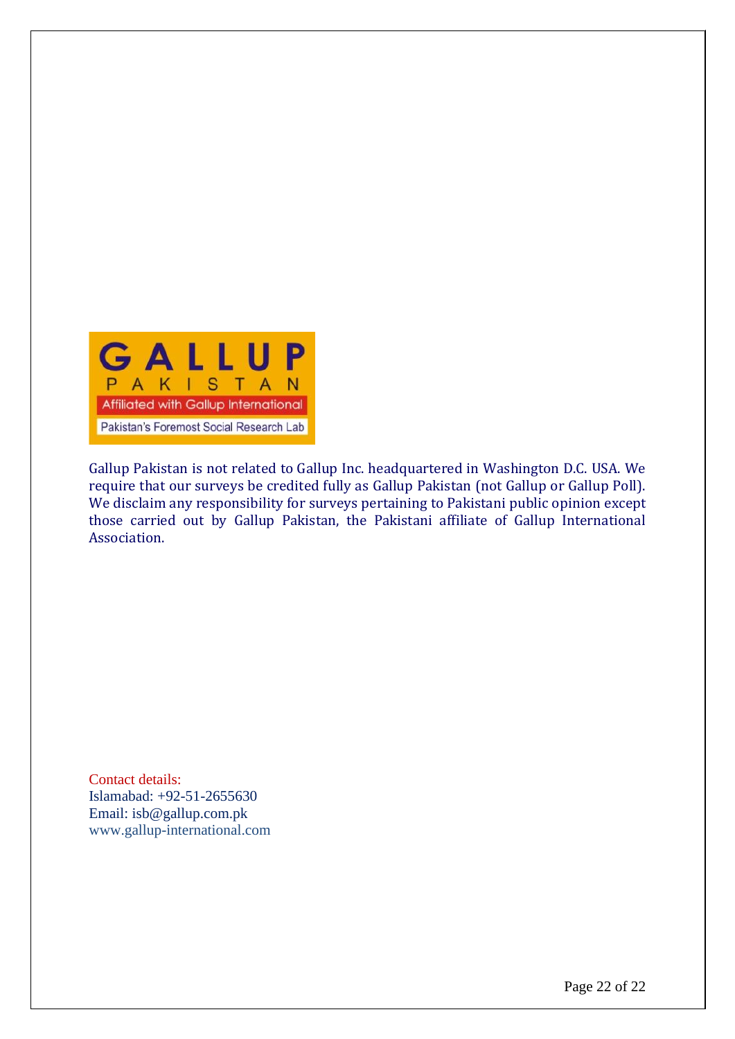GALLUP PAKISTAN

Affiliated with Gallup International

Pakistan's Foremost Social Research Lab

Gallup Pakistan is not related to Gallup Inc. headquartered in Washington D.C. USA. We require that our surveys be credited fully as Gallup Pakistan (not Gallup or Gallup Poll). We disclaim any responsibility for surveys pertaining to Pakistani public opinion except those carried out by Gallup Pakistan, the Pakistani affiliate of Gallup International Association.

Contact details:
Islamabad: +92-51-2655630
Email: isb@gallup.com.pk
www.gallup-international.com